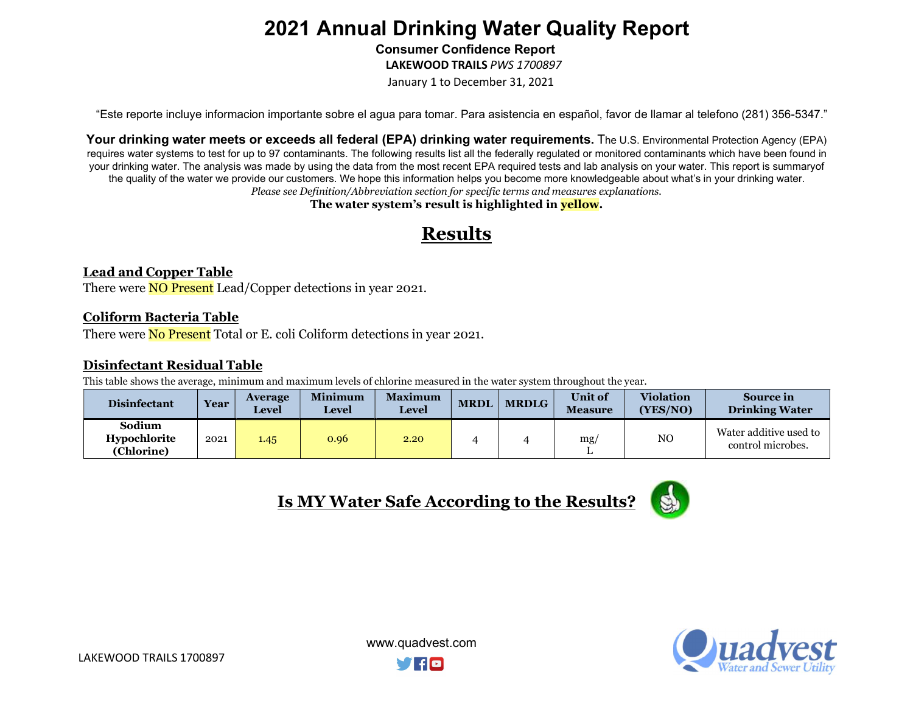# 2021 Annual Drinking Water Quality Report

**Consumer Confidence Report**

**LAKEWOOD TRAILS** *PWS 1700897*

January 1 to December 31, 2021

"Este reporte incluye informacion importante sobre el agua para tomar. Para asistencia en español, favor de llamar al telefono (281) 356-5347."

**Your drinking water meets or exceeds all federal (EPA) drinking water requirements.** The U.S. Environmental Protection Agency (EPA) requires water systems to test for up to 97 contaminants. The following results list all the federally regulated or monitored contaminants which have been found in your drinking water. The analysis was made by using the data from the most recent EPA required tests and lab analysis on your water. This report is summaryof the quality of the water we provide our customers. We hope this information helps you become more knowledgeable about what's in your drinking water.

*Please see Definition/Abbreviation section for specific terms and measures explanations.*

**The water system's result is highlighted in yellow.**

## Results

### Lead and Copper Table

There were NO Present Lead/Copper detections in year 2021.

### Coliform Bacteria Table

There were No Present Total or E. coli Coliform detections in year 2021.

### Disinfectant Residual Table

This table shows the average, minimum and maximum levels of chlorine measured in the water system throughout the year.

| Disinfectant | Year | Average Level | Minimum Level | Maximum Level | MRDL | MRDLG | Unit of Measure | Violation (YES/NO) | Source in Drinking Water |
|---|---|---|---|---|---|---|---|---|---|
| **Sodium Hypochlorite (Chlorine)** | 2021 | 1.45 | 0.96 | 2.20 | 4 | 4 | mg/L | NO | Water additive used to control microbes. |

## Is MY Water Safe According to the Results?

LAKEWOOD TRAILS 1700897

www.quadvest.com

Quadvest Water and Sewer Utility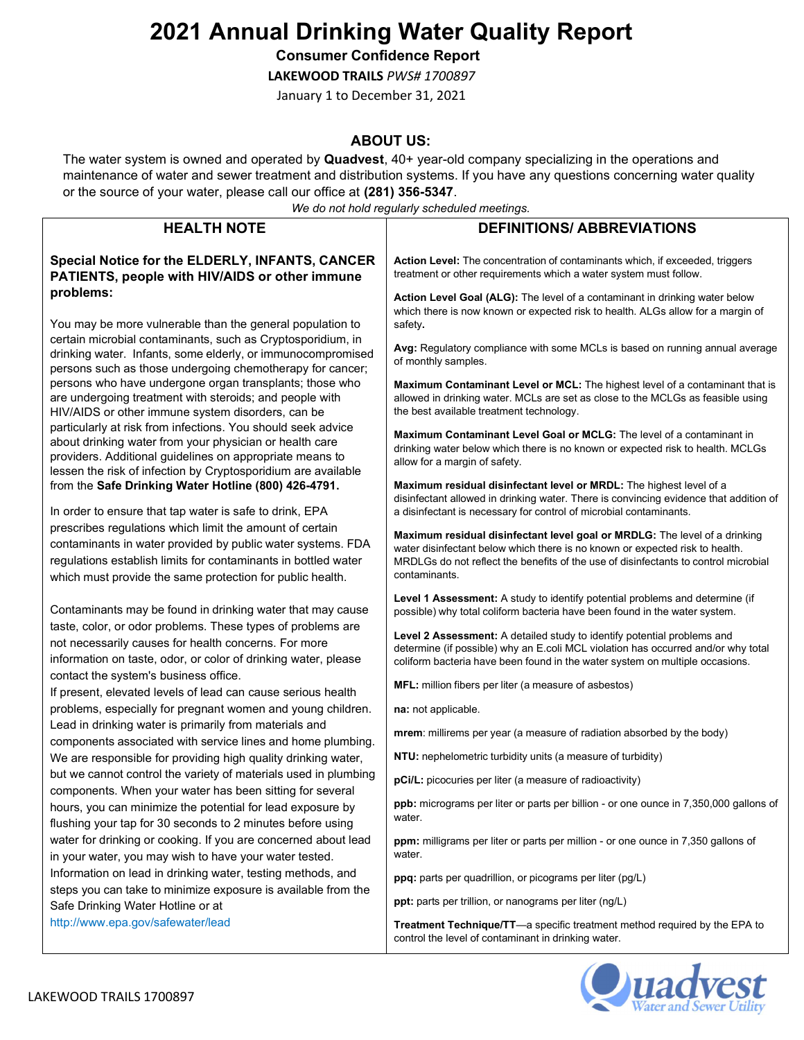# 2021 Annual Drinking Water Quality Report

**Consumer Confidence Report**

**LAKEWOOD TRAILS** *PWS# 1700897*

January 1 to December 31, 2021

## ABOUT US:

The water system is owned and operated by **Quadvest**, 40+ year-old company specializing in the operations and maintenance of water and sewer treatment and distribution systems. If you have any questions concerning water quality or the source of your water, please call our office at **(281) 356-5347**.

*We do not hold regularly scheduled meetings.*

## HEALTH NOTE

**Special Notice for the ELDERLY, INFANTS, CANCER PATIENTS, people with HIV/AIDS or other immune problems:**

You may be more vulnerable than the general population to certain microbial contaminants, such as Cryptosporidium, in drinking water. Infants, some elderly, or immunocompromised persons such as those undergoing chemotherapy for cancer; persons who have undergone organ transplants; those who are undergoing treatment with steroids; and people with HIV/AIDS or other immune system disorders, can be particularly at risk from infections. You should seek advice about drinking water from your physician or health care providers. Additional guidelines on appropriate means to lessen the risk of infection by Cryptosporidium are available from the **Safe Drinking Water Hotline (800) 426-4791.**

In order to ensure that tap water is safe to drink, EPA prescribes regulations which limit the amount of certain contaminants in water provided by public water systems. FDA regulations establish limits for contaminants in bottled water which must provide the same protection for public health.

Contaminants may be found in drinking water that may cause taste, color, or odor problems. These types of problems are not necessarily causes for health concerns. For more information on taste, odor, or color of drinking water, please contact the system's business office.

If present, elevated levels of lead can cause serious health problems, especially for pregnant women and young children. Lead in drinking water is primarily from materials and components associated with service lines and home plumbing. We are responsible for providing high quality drinking water, but we cannot control the variety of materials used in plumbing components. When your water has been sitting for several hours, you can minimize the potential for lead exposure by flushing your tap for 30 seconds to 2 minutes before using water for drinking or cooking. If you are concerned about lead in your water, you may wish to have your water tested. Information on lead in drinking water, testing methods, and steps you can take to minimize exposure is available from the Safe Drinking Water Hotline or at http://www.epa.gov/safewater/lead

## DEFINITIONS/ ABBREVIATIONS

**Action Level:** The concentration of contaminants which, if exceeded, triggers treatment or other requirements which a water system must follow.

**Action Level Goal (ALG):** The level of a contaminant in drinking water below which there is now known or expected risk to health. ALGs allow for a margin of safety.

**Avg:** Regulatory compliance with some MCLs is based on running annual average of monthly samples.

**Maximum Contaminant Level or MCL:** The highest level of a contaminant that is allowed in drinking water. MCLs are set as close to the MCLGs as feasible using the best available treatment technology.

**Maximum Contaminant Level Goal or MCLG:** The level of a contaminant in drinking water below which there is no known or expected risk to health. MCLGs allow for a margin of safety.

**Maximum residual disinfectant level or MRDL:** The highest level of a disinfectant allowed in drinking water. There is convincing evidence that addition of a disinfectant is necessary for control of microbial contaminants.

**Maximum residual disinfectant level goal or MRDLG:** The level of a drinking water disinfectant below which there is no known or expected risk to health. MRDLGs do not reflect the benefits of the use of disinfectants to control microbial contaminants.

**Level 1 Assessment:** A study to identify potential problems and determine (if possible) why total coliform bacteria have been found in the water system.

**Level 2 Assessment:** A detailed study to identify potential problems and determine (if possible) why an E.coli MCL violation has occurred and/or why total coliform bacteria have been found in the water system on multiple occasions.

**MFL:** million fibers per liter (a measure of asbestos)

**na:** not applicable.

**mrem**: millirems per year (a measure of radiation absorbed by the body)

**NTU:** nephelometric turbidity units (a measure of turbidity)

**pCi/L:** picocuries per liter (a measure of radioactivity)

**ppb:** micrograms per liter or parts per billion - or one ounce in 7,350,000 gallons of water.

**ppm:** milligrams per liter or parts per million - or one ounce in 7,350 gallons of water.

**ppq:** parts per quadrillion, or picograms per liter (pg/L)

**ppt:** parts per trillion, or nanograms per liter (ng/L)

**Treatment Technique/TT**—a specific treatment method required by the EPA to control the level of contaminant in drinking water.

LAKEWOOD TRAILS 1700897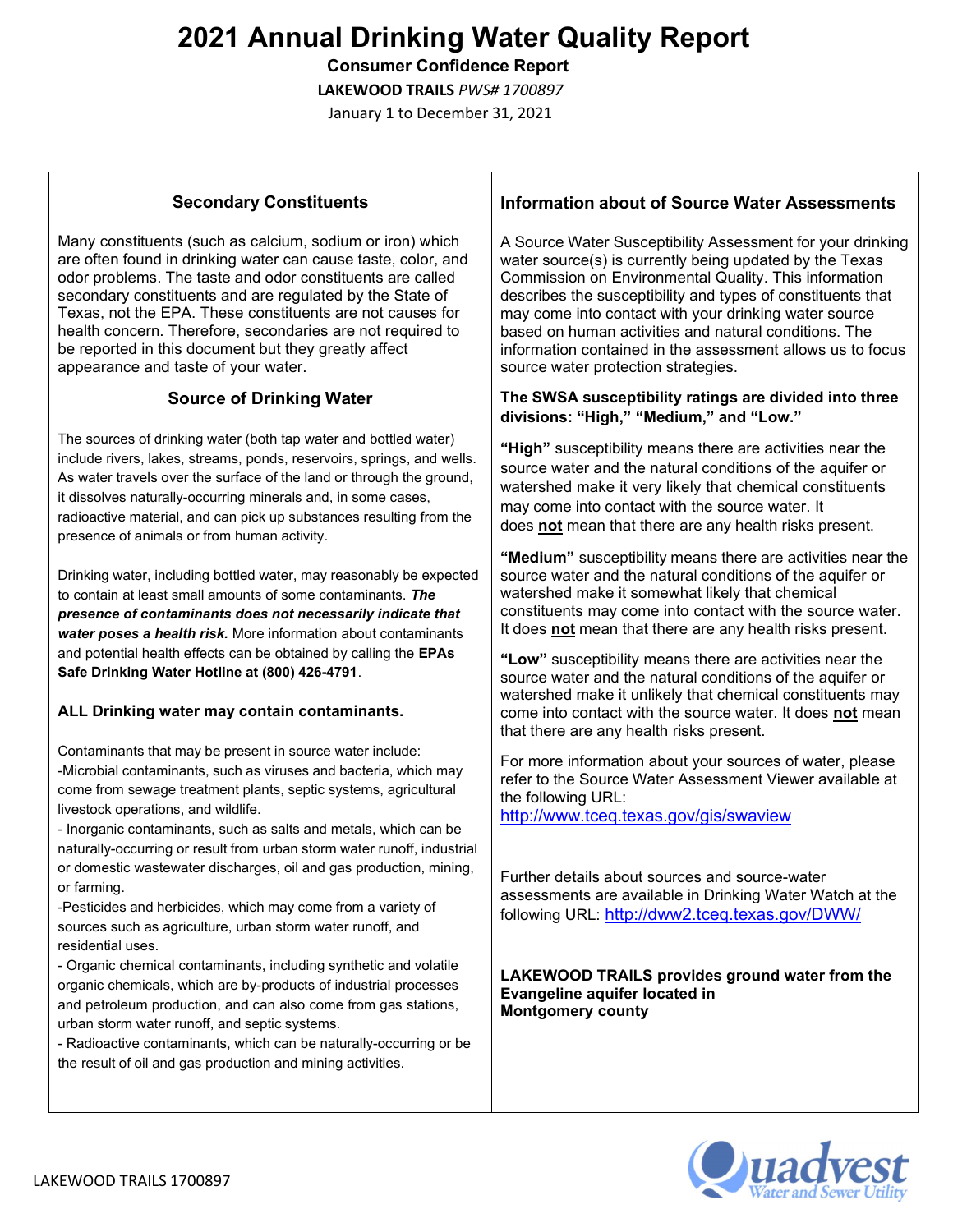# 2021 Annual Drinking Water Quality Report

**Consumer Confidence Report**

**LAKEWOOD TRAILS** *PWS# 1700897*

January 1 to December 31, 2021

## Secondary Constituents

Many constituents (such as calcium, sodium or iron) which are often found in drinking water can cause taste, color, and odor problems. The taste and odor constituents are called secondary constituents and are regulated by the State of Texas, not the EPA. These constituents are not causes for health concern. Therefore, secondaries are not required to be reported in this document but they greatly affect appearance and taste of your water.

## Source of Drinking Water

The sources of drinking water (both tap water and bottled water) include rivers, lakes, streams, ponds, reservoirs, springs, and wells. As water travels over the surface of the land or through the ground, it dissolves naturally-occurring minerals and, in some cases, radioactive material, and can pick up substances resulting from the presence of animals or from human activity.

Drinking water, including bottled water, may reasonably be expected to contain at least small amounts of some contaminants. ***The presence of contaminants does not necessarily indicate that water poses a health risk.*** More information about contaminants and potential health effects can be obtained by calling the **EPAs Safe Drinking Water Hotline at (800) 426-4791**.

**ALL Drinking water may contain contaminants.**

Contaminants that may be present in source water include:

- Microbial contaminants, such as viruses and bacteria, which may come from sewage treatment plants, septic systems, agricultural livestock operations, and wildlife.
- Inorganic contaminants, such as salts and metals, which can be naturally-occurring or result from urban storm water runoff, industrial or domestic wastewater discharges, oil and gas production, mining, or farming.
- Pesticides and herbicides, which may come from a variety of sources such as agriculture, urban storm water runoff, and residential uses.
- Organic chemical contaminants, including synthetic and volatile organic chemicals, which are by-products of industrial processes and petroleum production, and can also come from gas stations, urban storm water runoff, and septic systems.
- Radioactive contaminants, which can be naturally-occurring or be the result of oil and gas production and mining activities.

## Information about of Source Water Assessments

A Source Water Susceptibility Assessment for your drinking water source(s) is currently being updated by the Texas Commission on Environmental Quality. This information describes the susceptibility and types of constituents that may come into contact with your drinking water source based on human activities and natural conditions. The information contained in the assessment allows us to focus source water protection strategies.

**The SWSA susceptibility ratings are divided into three divisions: "High," "Medium," and "Low."**

**"High"** susceptibility means there are activities near the source water and the natural conditions of the aquifer or watershed make it very likely that chemical constituents may come into contact with the source water. It does **not** mean that there are any health risks present.

**"Medium"** susceptibility means there are activities near the source water and the natural conditions of the aquifer or watershed make it somewhat likely that chemical constituents may come into contact with the source water. It does **not** mean that there are any health risks present.

**"Low"** susceptibility means there are activities near the source water and the natural conditions of the aquifer or watershed make it unlikely that chemical constituents may come into contact with the source water. It does **not** mean that there are any health risks present.

For more information about your sources of water, please refer to the Source Water Assessment Viewer available at the following URL: http://www.tceq.texas.gov/gis/swaview

Further details about sources and source-water assessments are available in Drinking Water Watch at the following URL: http://dww2.tceq.texas.gov/DWW/

**LAKEWOOD TRAILS provides ground water from the Evangeline aquifer located in Montgomery county**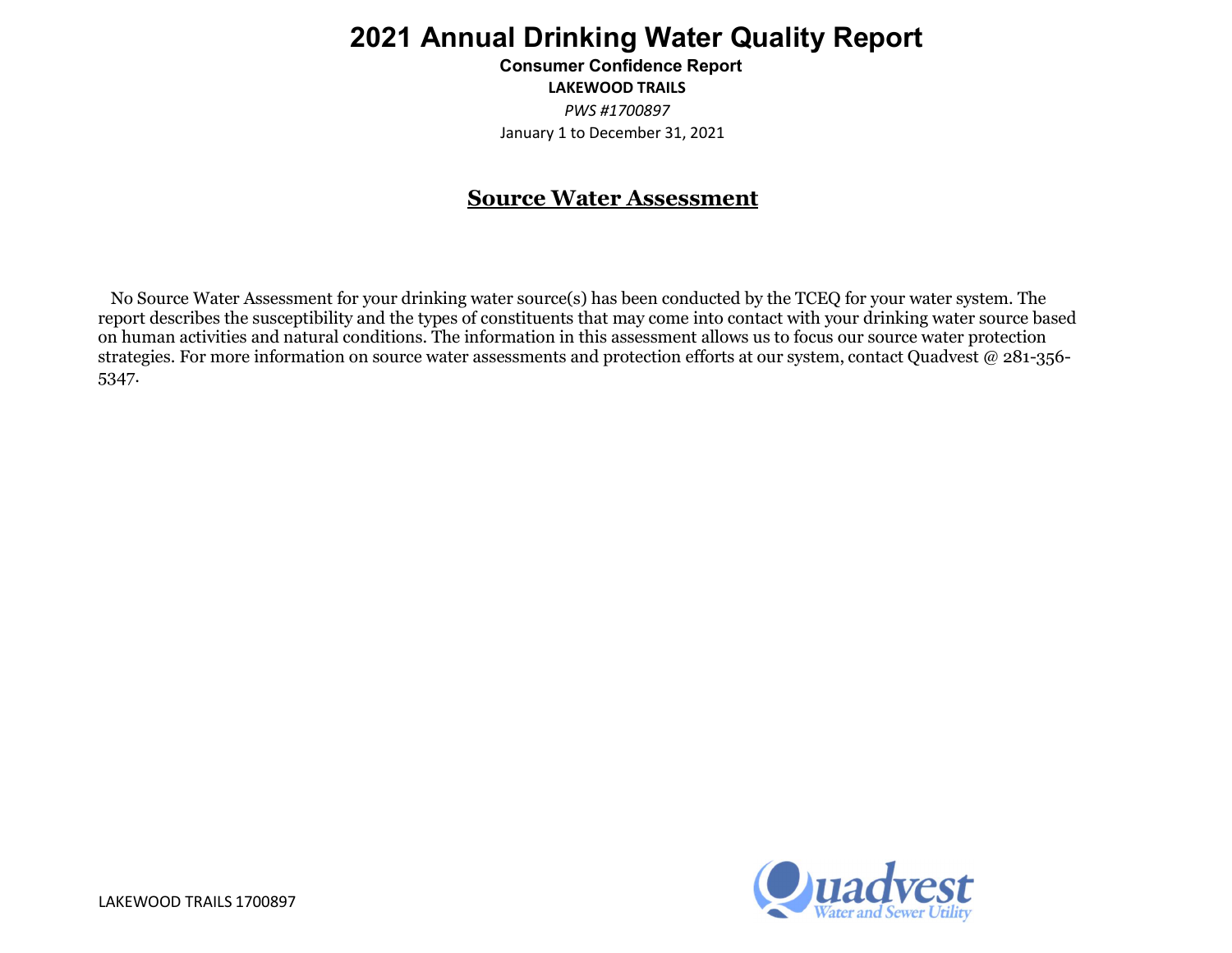# 2021 Annual Drinking Water Quality Report

**Consumer Confidence Report**

**LAKEWOOD TRAILS**

*PWS #1700897*

January 1 to December 31, 2021

## Source Water Assessment

No Source Water Assessment for your drinking water source(s) has been conducted by the TCEQ for your water system. The report describes the susceptibility and the types of constituents that may come into contact with your drinking water source based on human activities and natural conditions. The information in this assessment allows us to focus our source water protection strategies. For more information on source water assessments and protection efforts at our system, contact Quadvest @ 281-356-5347.

LAKEWOOD TRAILS 1700897

Quadvest Water and Sewer Utility